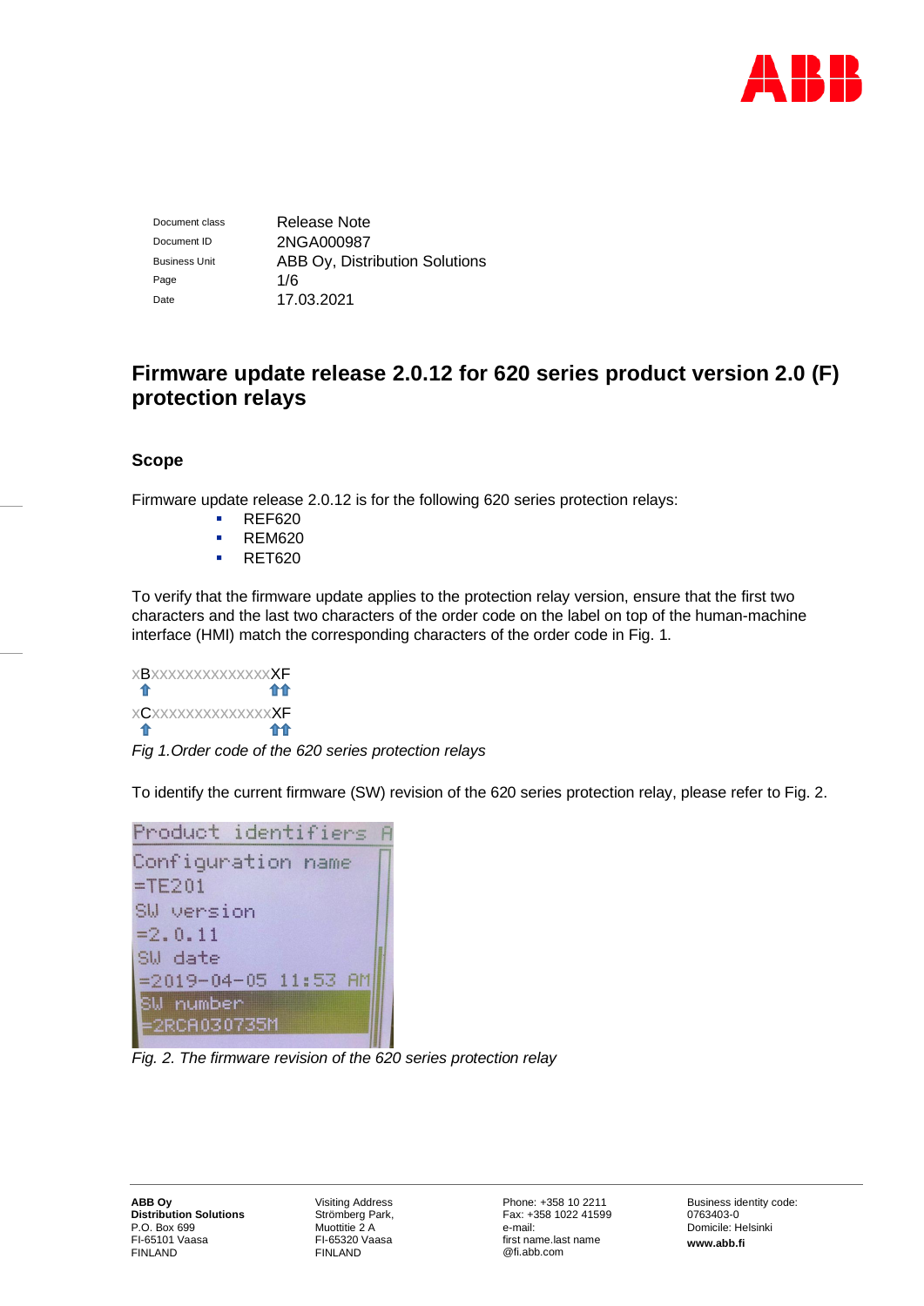| | |
|---|---|
| Document class | Release Note |
| Document ID | 2NGA000987 |
| Business Unit | ABB Oy, Distribution Solutions |
| Page | 1/6 |
| Date | 17.03.2021 |

# Firmware update release 2.0.12 for 620 series product version 2.0 (F) protection relays

## Scope

Firmware update release 2.0.12 is for the following 620 series protection relays:

- REF620
- REM620
- RET620

To verify that the firmware update applies to the protection relay version, ensure that the first two characters and the last two characters of the order code on the label on top of the human-machine interface (HMI) match the corresponding characters of the order code in Fig. 1.

xBxxxxxxxxxxxxxxXF

xCxxxxxxxxxxxxxxXF

*Fig 1.Order code of the 620 series protection relays*

To identify the current firmware (SW) revision of the 620 series protection relay, please refer to Fig. 2.

*Fig. 2. The firmware revision of the 620 series protection relay*

**ABB Oy**
**Distribution Solutions**
P.O. Box 699
FI-65101 Vaasa
FINLAND

Visiting Address
Strömberg Park,
Muottitie 2 A
FI-65320 Vaasa
FINLAND

Phone: +358 10 2211
Fax: +358 1022 41599
e-mail:
first name.last name
@fi.abb.com

Business identity code:
0763403-0
Domicile: Helsinki
**www.abb.fi**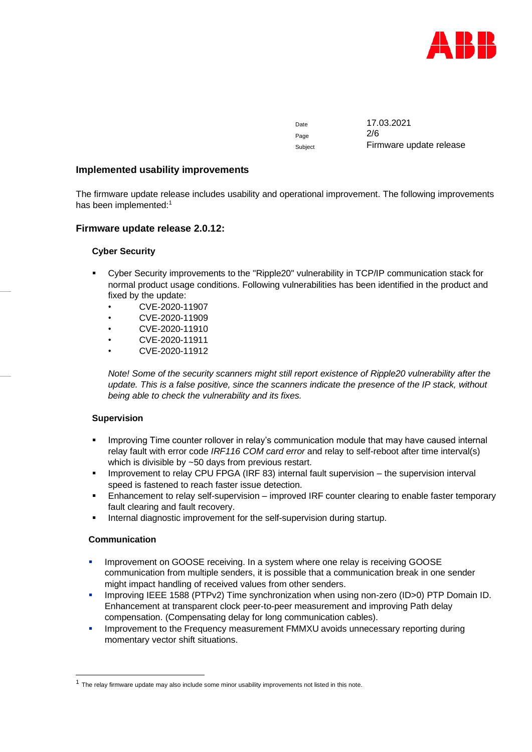## Implemented usability improvements

The firmware update release includes usability and operational improvement. The following improvements has been implemented:[1]

## Firmware update release 2.0.12:

### Cyber Security

- Cyber Security improvements to the "Ripple20" vulnerability in TCP/IP communication stack for normal product usage conditions. Following vulnerabilities has been identified in the product and fixed by the update:
  - CVE-2020-11907
  - CVE-2020-11909
  - CVE-2020-11910
  - CVE-2020-11911
  - CVE-2020-11912

  *Note! Some of the security scanners might still report existence of Ripple20 vulnerability after the update. This is a false positive, since the scanners indicate the presence of the IP stack, without being able to check the vulnerability and its fixes.*

### Supervision

- Improving Time counter rollover in relay's communication module that may have caused internal relay fault with error code *IRF116 COM card error* and relay to self-reboot after time interval(s) which is divisible by ~50 days from previous restart.
- Improvement to relay CPU FPGA (IRF 83) internal fault supervision – the supervision interval speed is fastened to reach faster issue detection.
- Enhancement to relay self-supervision – improved IRF counter clearing to enable faster temporary fault clearing and fault recovery.
- Internal diagnostic improvement for the self-supervision during startup.

### Communication

- Improvement on GOOSE receiving. In a system where one relay is receiving GOOSE communication from multiple senders, it is possible that a communication break in one sender might impact handling of received values from other senders.
- Improving IEEE 1588 (PTPv2) Time synchronization when using non-zero (ID>0) PTP Domain ID. Enhancement at transparent clock peer-to-peer measurement and improving Path delay compensation. (Compensating delay for long communication cables).
- Improvement to the Frequency measurement FMMXU avoids unnecessary reporting during momentary vector shift situations.

---

[1] The relay firmware update may also include some minor usability improvements not listed in this note.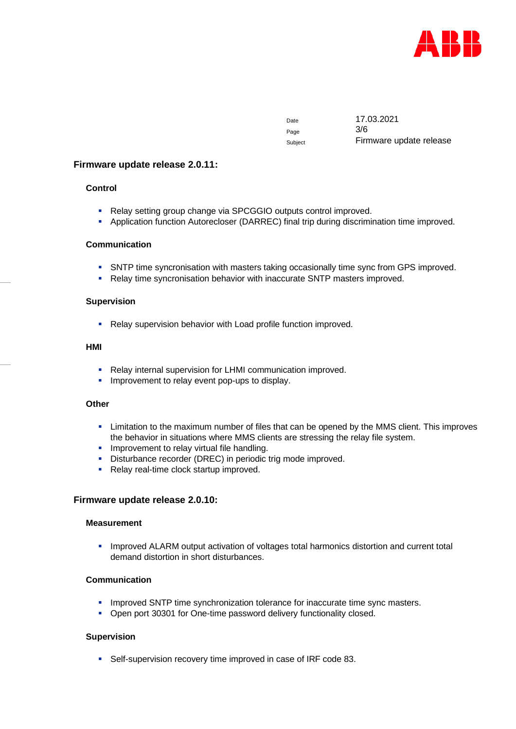## Firmware update release 2.0.11:

### Control

- Relay setting group change via SPCGGIO outputs control improved.
- Application function Autorecloser (DARREC) final trip during discrimination time improved.

### Communication

- SNTP time syncronisation with masters taking occasionally time sync from GPS improved.
- Relay time syncronisation behavior with inaccurate SNTP masters improved.

### Supervision

- Relay supervision behavior with Load profile function improved.

### HMI

- Relay internal supervision for LHMI communication improved.
- Improvement to relay event pop-ups to display.

### Other

- Limitation to the maximum number of files that can be opened by the MMS client. This improves the behavior in situations where MMS clients are stressing the relay file system.
- Improvement to relay virtual file handling.
- Disturbance recorder (DREC) in periodic trig mode improved.
- Relay real-time clock startup improved.

## Firmware update release 2.0.10:

### Measurement

- Improved ALARM output activation of voltages total harmonics distortion and current total demand distortion in short disturbances.

### Communication

- Improved SNTP time synchronization tolerance for inaccurate time sync masters.
- Open port 30301 for One-time password delivery functionality closed.

### Supervision

- Self-supervision recovery time improved in case of IRF code 83.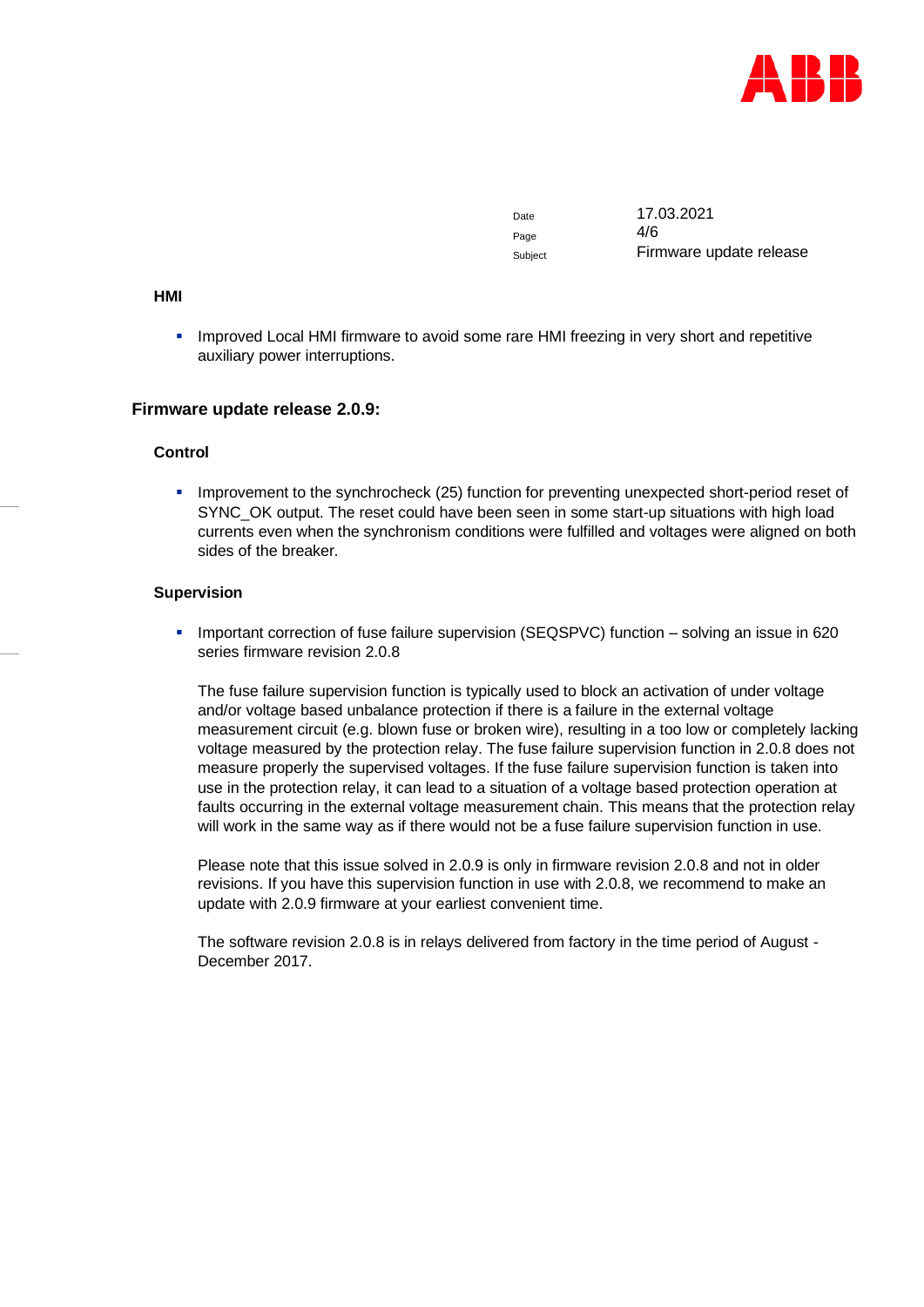### HMI

- Improved Local HMI firmware to avoid some rare HMI freezing in very short and repetitive auxiliary power interruptions.

## Firmware update release 2.0.9:

### Control

- Improvement to the synchrocheck (25) function for preventing unexpected short-period reset of SYNC_OK output. The reset could have been seen in some start-up situations with high load currents even when the synchronism conditions were fulfilled and voltages were aligned on both sides of the breaker.

### Supervision

- Important correction of fuse failure supervision (SEQSPVC) function – solving an issue in 620 series firmware revision 2.0.8

  The fuse failure supervision function is typically used to block an activation of under voltage and/or voltage based unbalance protection if there is a failure in the external voltage measurement circuit (e.g. blown fuse or broken wire), resulting in a too low or completely lacking voltage measured by the protection relay. The fuse failure supervision function in 2.0.8 does not measure properly the supervised voltages. If the fuse failure supervision function is taken into use in the protection relay, it can lead to a situation of a voltage based protection operation at faults occurring in the external voltage measurement chain. This means that the protection relay will work in the same way as if there would not be a fuse failure supervision function in use.

  Please note that this issue solved in 2.0.9 is only in firmware revision 2.0.8 and not in older revisions. If you have this supervision function in use with 2.0.8, we recommend to make an update with 2.0.9 firmware at your earliest convenient time.

  The software revision 2.0.8 is in relays delivered from factory in the time period of August - December 2017.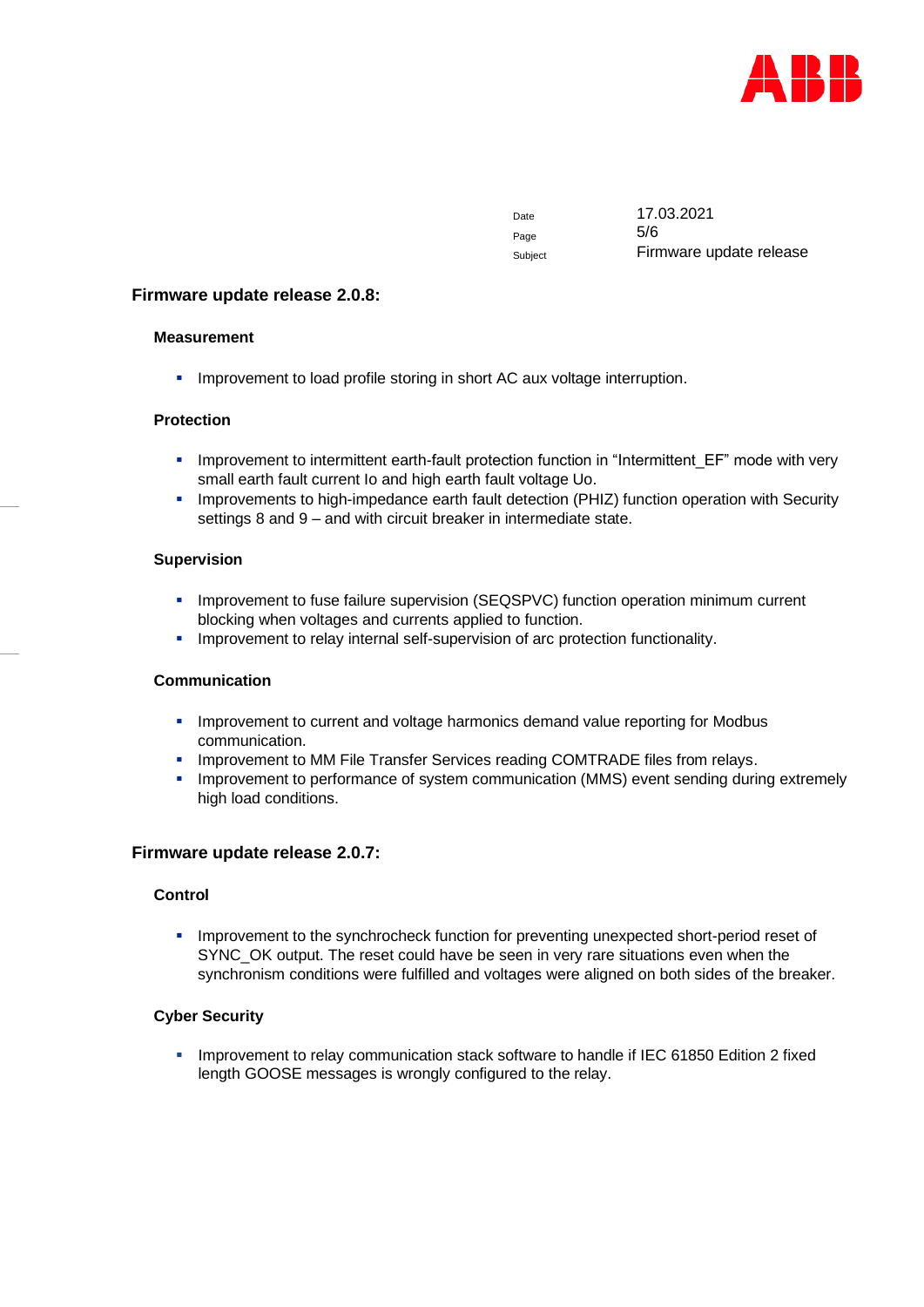## Firmware update release 2.0.8:

### Measurement

- Improvement to load profile storing in short AC aux voltage interruption.

### Protection

- Improvement to intermittent earth-fault protection function in “Intermittent_EF” mode with very small earth fault current Io and high earth fault voltage Uo.
- Improvements to high-impedance earth fault detection (PHIZ) function operation with Security settings 8 and 9 – and with circuit breaker in intermediate state.

### Supervision

- Improvement to fuse failure supervision (SEQSPVC) function operation minimum current blocking when voltages and currents applied to function.
- Improvement to relay internal self-supervision of arc protection functionality.

### Communication

- Improvement to current and voltage harmonics demand value reporting for Modbus communication.
- Improvement to MM File Transfer Services reading COMTRADE files from relays.
- Improvement to performance of system communication (MMS) event sending during extremely high load conditions.

## Firmware update release 2.0.7:

### Control

- Improvement to the synchrocheck function for preventing unexpected short-period reset of SYNC_OK output. The reset could have be seen in very rare situations even when the synchronism conditions were fulfilled and voltages were aligned on both sides of the breaker.

### Cyber Security

- Improvement to relay communication stack software to handle if IEC 61850 Edition 2 fixed length GOOSE messages is wrongly configured to the relay.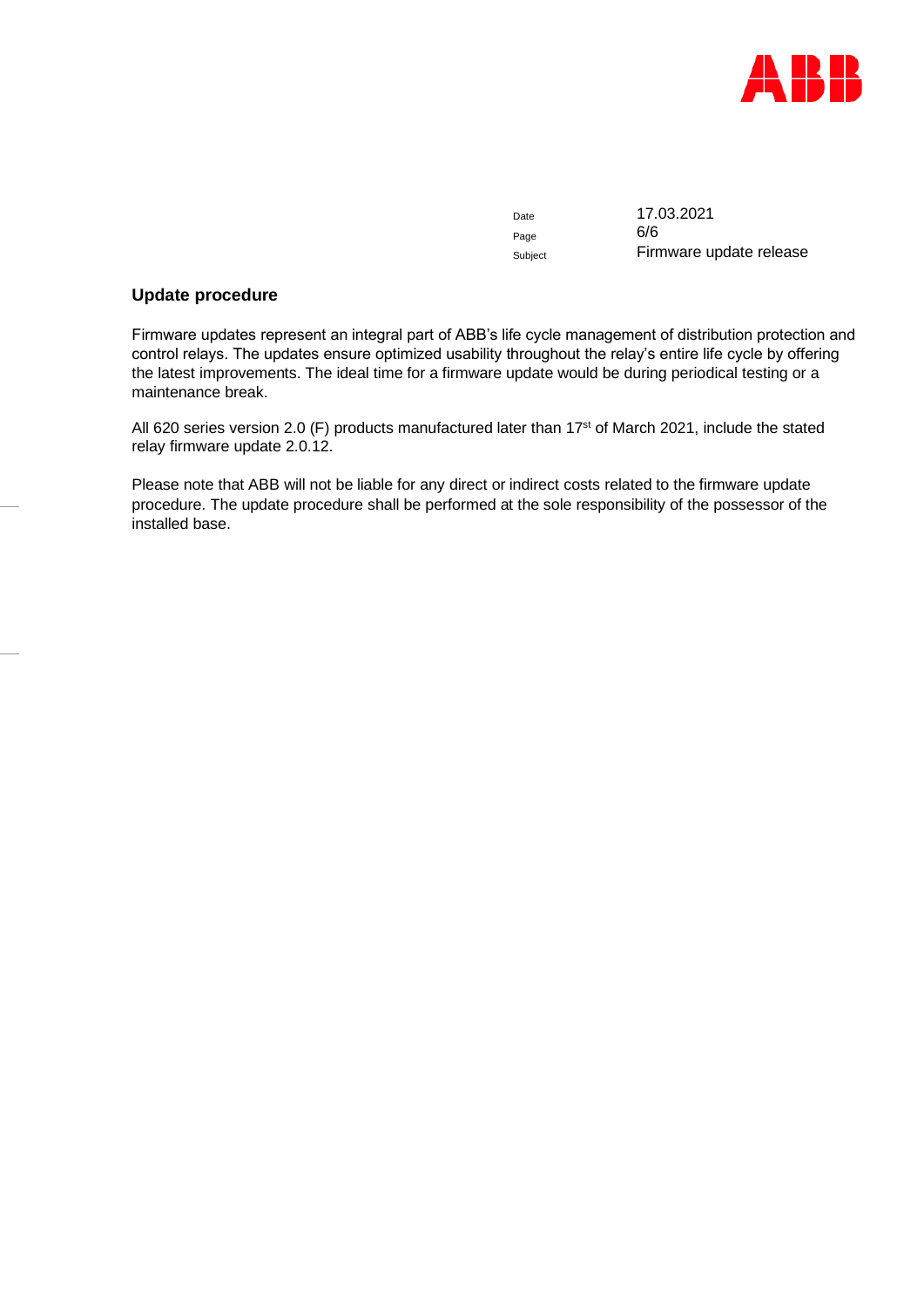## Update procedure

Firmware updates represent an integral part of ABB's life cycle management of distribution protection and control relays. The updates ensure optimized usability throughout the relay's entire life cycle by offering the latest improvements. The ideal time for a firmware update would be during periodical testing or a maintenance break.

All 620 series version 2.0 (F) products manufactured later than 17st of March 2021, include the stated relay firmware update 2.0.12.

Please note that ABB will not be liable for any direct or indirect costs related to the firmware update procedure. The update procedure shall be performed at the sole responsibility of the possessor of the installed base.